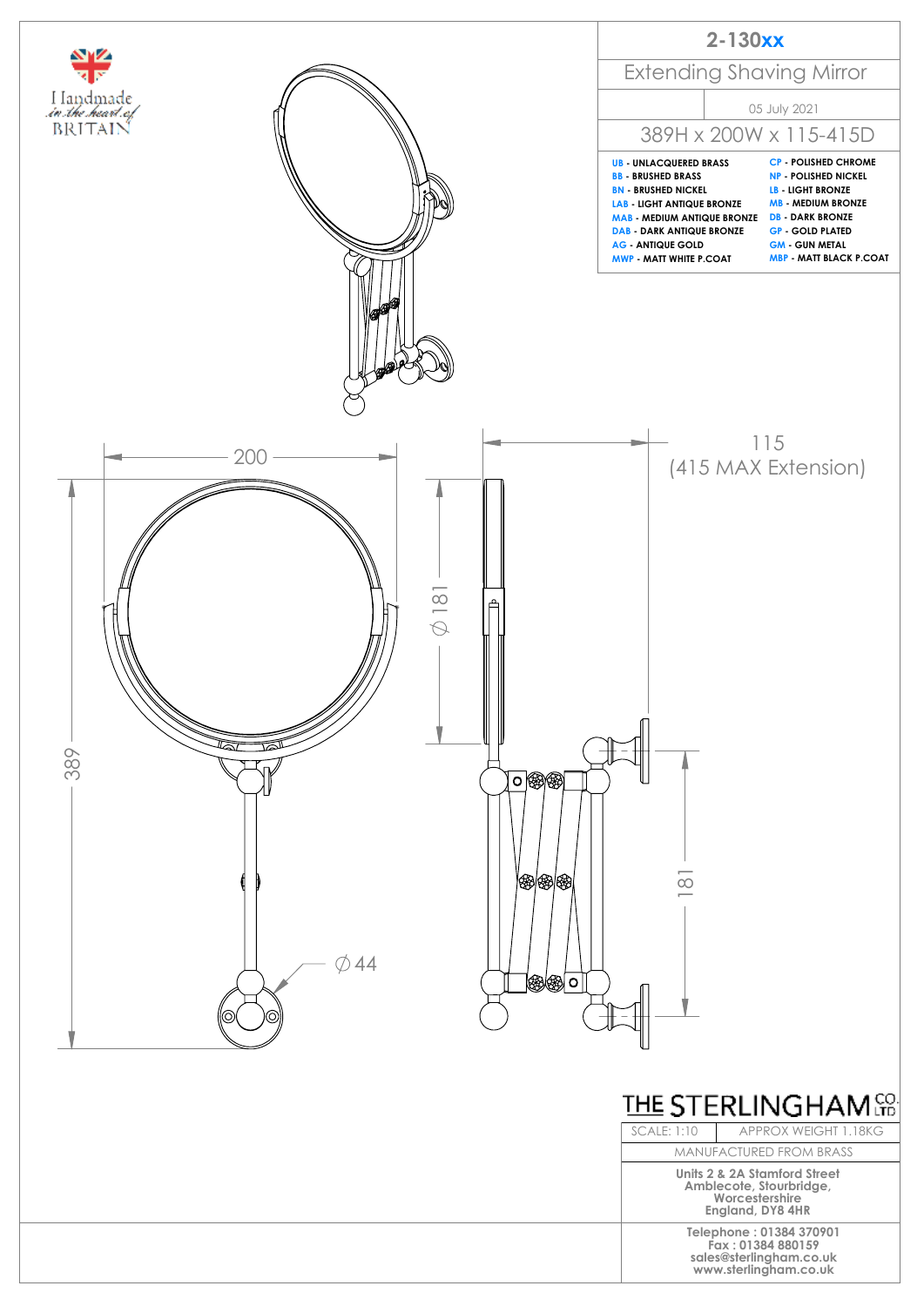# 2-130xx

## Extending Shaving Mirror

05 July 2021

389H x 200W x 115-415D

- **UB** - UNLACQUERED BRASS
- **BB** - BRUSHED BRASS
- **BN** - BRUSHED NICKEL
- **LAB** - LIGHT ANTIQUE BRONZE
- **MAB** - MEDIUM ANTIQUE BRONZE
- **DAB** - DARK ANTIQUE BRONZE
- **AG** - ANTIQUE GOLD
- **MWP** - MATT WHITE P.COAT
- **CP** - POLISHED CHROME
- **NP** - POLISHED NICKEL
- **LB** - LIGHT BRONZE
- **MB** - MEDIUM BRONZE
- **DB** - DARK BRONZE
- **GP** - GOLD PLATED
- **GM** - GUN METAL
- **MBP** - MATT BLACK P.COAT

Handmade in the heart of BRITAIN

200

389

⌀ 181

⌀ 44

115
(415 MAX Extension)

181

THE STERLINGHAM CO. LTD

| SCALE: 1:10 | APPROX WEIGHT 1.18KG |
|---|---|

MANUFACTURED FROM BRASS

Units 2 & 2A Stamford Street
Amblecote, Stourbridge,
Worcestershire
England, DY8 4HR

Telephone : 01384 370901
Fax : 01384 880159
sales@sterlingham.co.uk
www.sterlingham.co.uk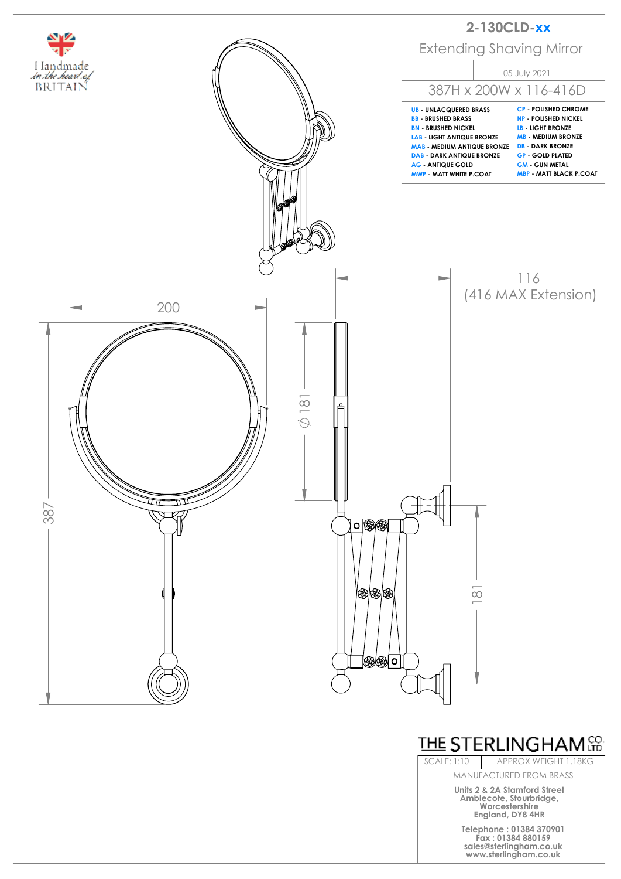Handmade in the heart of BRITAIN

# 2-130CLD-xx

## Extending Shaving Mirror

05 July 2021

387H x 200W x 116-416D

| | |
|---|---|
| UB - UNLACQUERED BRASS | CP - POLISHED CHROME |
| BB - BRUSHED BRASS | NP - POLISHED NICKEL |
| BN - BRUSHED NICKEL | LB - LIGHT BRONZE |
| LAB - LIGHT ANTIQUE BRONZE | MB - MEDIUM BRONZE |
| MAB - MEDIUM ANTIQUE BRONZE | DB - DARK BRONZE |
| DAB - DARK ANTIQUE BRONZE | GP - GOLD PLATED |
| AG - ANTIQUE GOLD | GM - GUN METAL |
| MWP - MATT WHITE P.COAT | MBP - MATT BLACK P.COAT |

200

387

116
(416 MAX Extension)

Ø 181

181

THE STERLINGHAM CO. LTD

| SCALE: 1:10 | APPROX WEIGHT 1.18KG |
|---|---|

MANUFACTURED FROM BRASS

Units 2 & 2A Stamford Street
Amblecote, Stourbridge,
Worcestershire
England, DY8 4HR

Telephone : 01384 370901
Fax : 01384 880159
sales@sterlingham.co.uk
www.sterlingham.co.uk